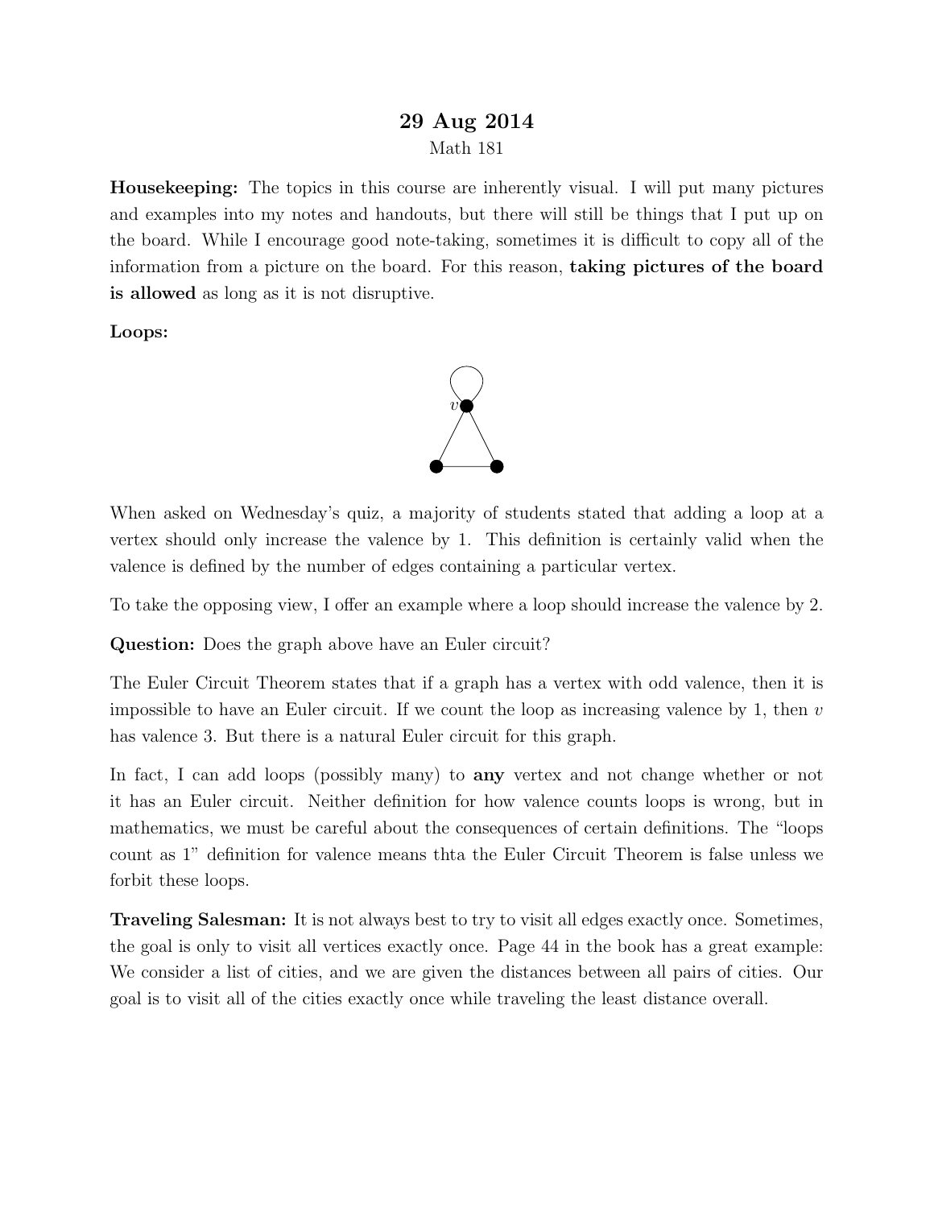# 29 Aug 2014

Math 181

**Housekeeping:** The topics in this course are inherently visual. I will put many pictures and examples into my notes and handouts, but there will still be things that I put up on the board. While I encourage good note-taking, sometimes it is difficult to copy all of the information from a picture on the board. For this reason, **taking pictures of the board is allowed** as long as it is not disruptive.

**Loops:**

When asked on Wednesday's quiz, a majority of students stated that adding a loop at a vertex should only increase the valence by 1. This definition is certainly valid when the valence is defined by the number of edges containing a particular vertex.

To take the opposing view, I offer an example where a loop should increase the valence by 2.

**Question:** Does the graph above have an Euler circuit?

The Euler Circuit Theorem states that if a graph has a vertex with odd valence, then it is impossible to have an Euler circuit. If we count the loop as increasing valence by 1, then $v$ has valence 3. But there is a natural Euler circuit for this graph.

In fact, I can add loops (possibly many) to **any** vertex and not change whether or not it has an Euler circuit. Neither definition for how valence counts loops is wrong, but in mathematics, we must be careful about the consequences of certain definitions. The "loops count as 1" definition for valence means thta the Euler Circuit Theorem is false unless we forbit these loops.

**Traveling Salesman:** It is not always best to try to visit all edges exactly once. Sometimes, the goal is only to visit all vertices exactly once. Page 44 in the book has a great example: We consider a list of cities, and we are given the distances between all pairs of cities. Our goal is to visit all of the cities exactly once while traveling the least distance overall.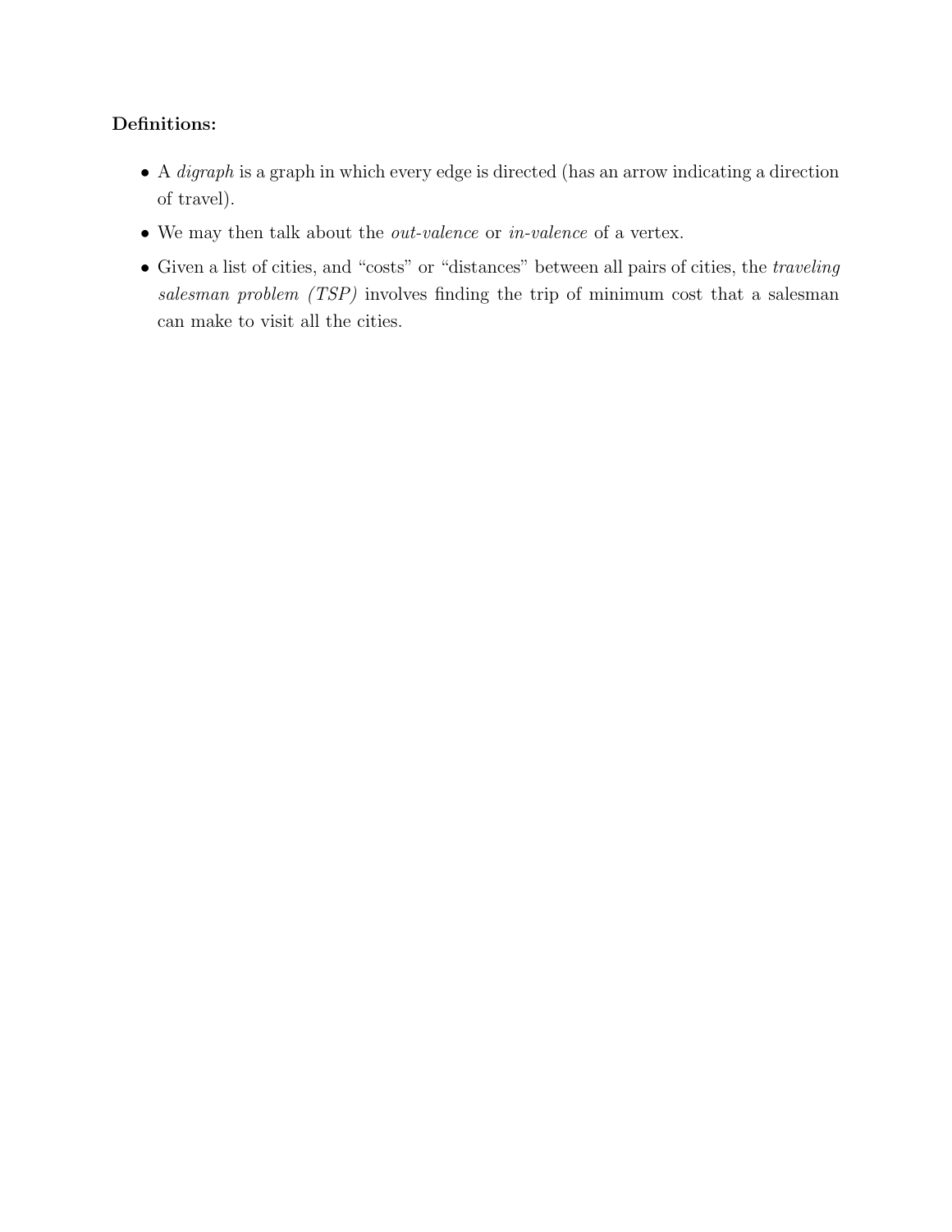**Definitions:**

- A *digraph* is a graph in which every edge is directed (has an arrow indicating a direction of travel).
- We may then talk about the *out-valence* or *in-valence* of a vertex.
- Given a list of cities, and "costs" or "distances" between all pairs of cities, the *traveling salesman problem (TSP)* involves finding the trip of minimum cost that a salesman can make to visit all the cities.